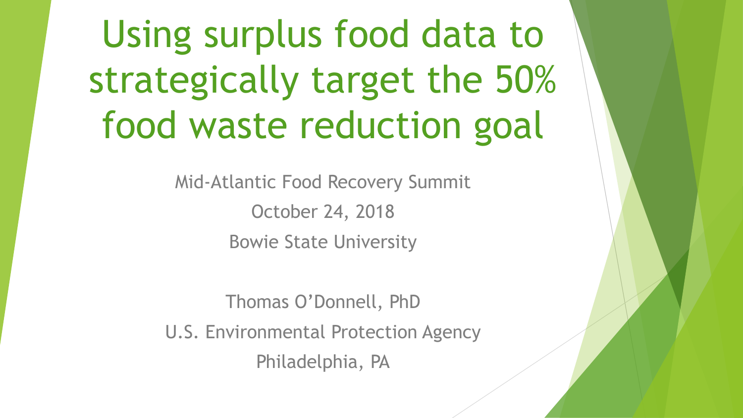# Using surplus food data to strategically target the 50% food waste reduction goal

Mid-Atlantic Food Recovery Summit

October 24, 2018

Bowie State University

Thomas O'Donnell, PhD

U.S. Environmental Protection Agency

Philadelphia, PA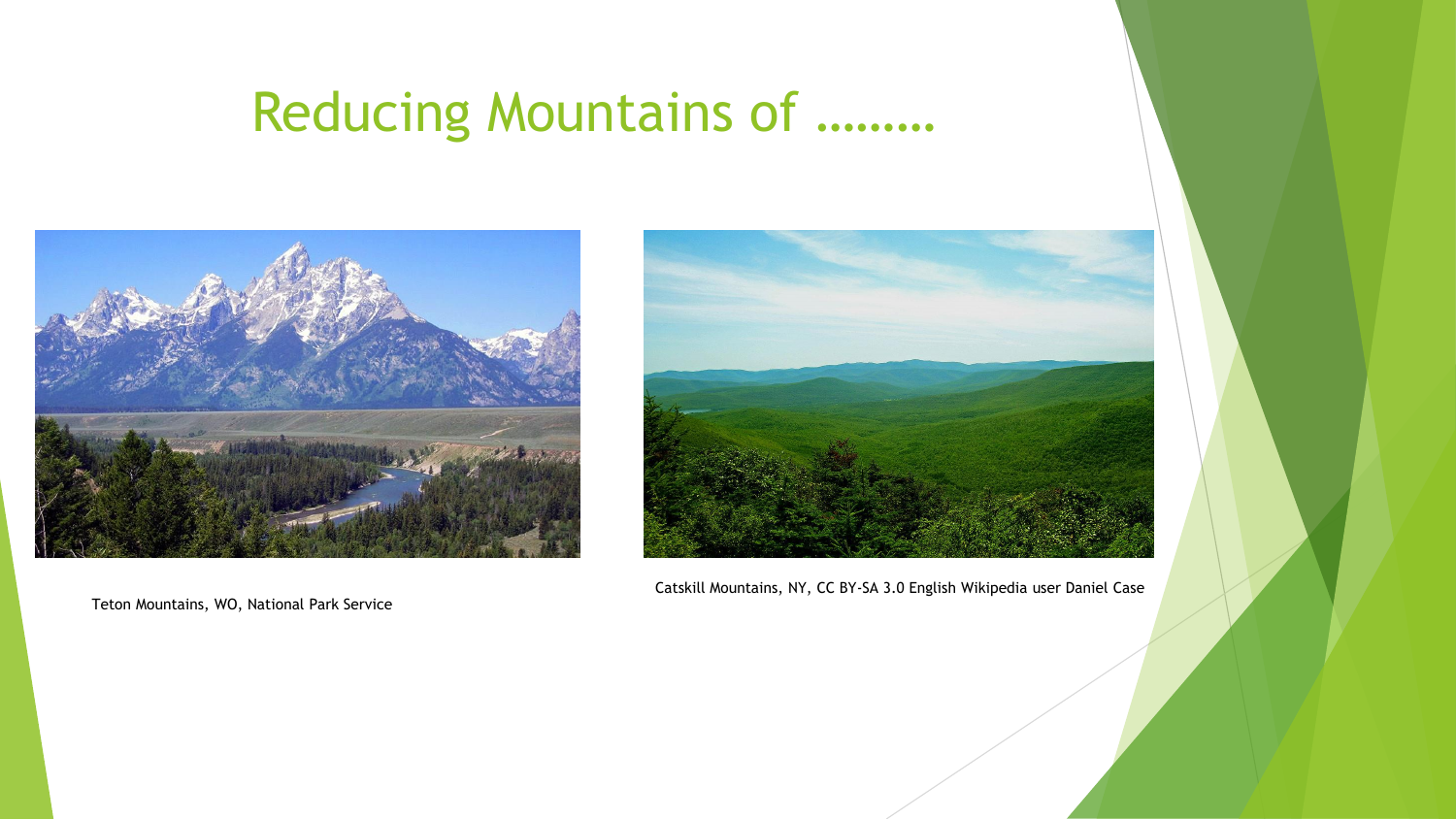# Reducing Mountains of ………

Teton Mountains, WO, National Park Service

Catskill Mountains, NY, CC BY-SA 3.0 English Wikipedia user Daniel Case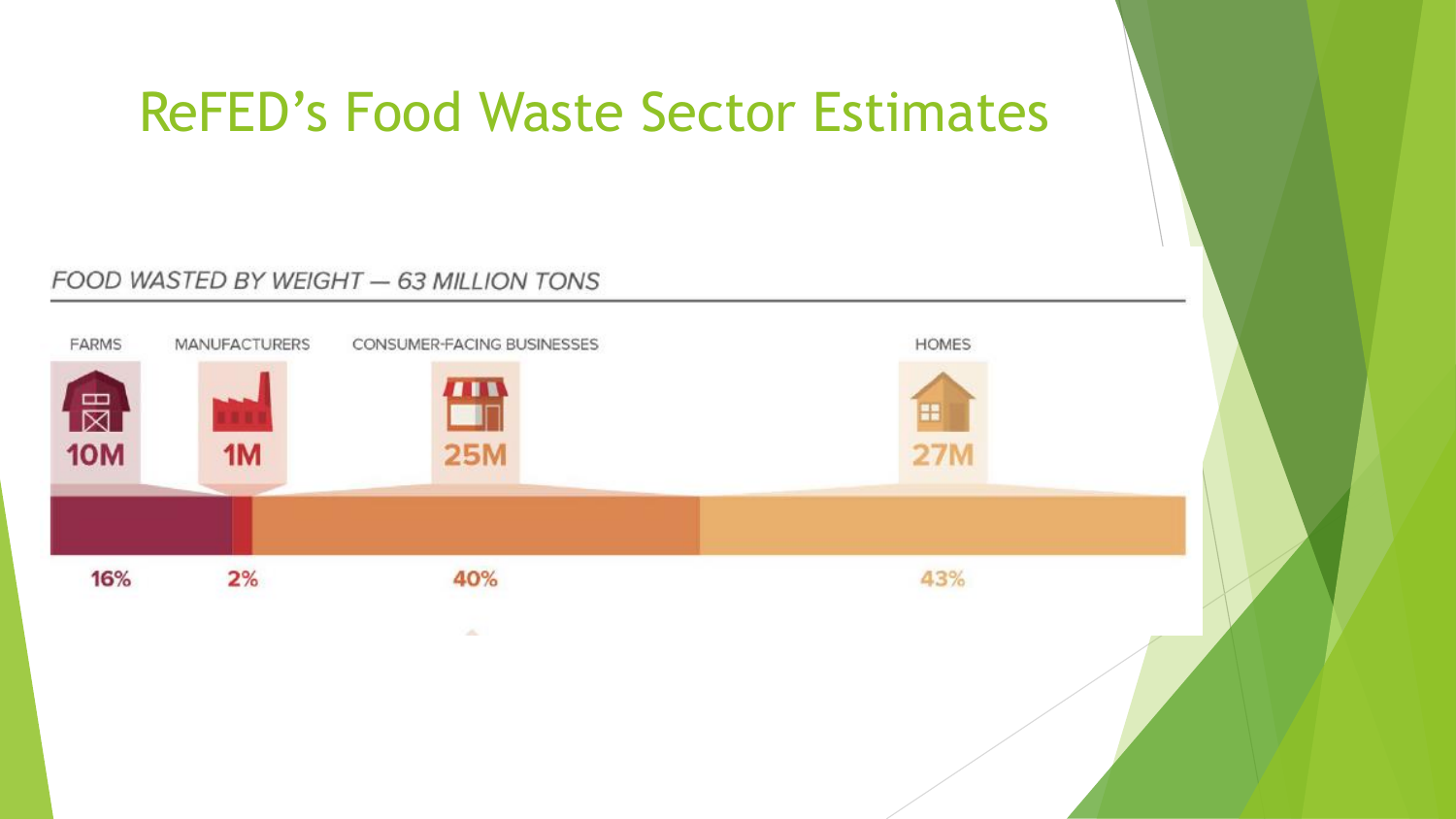# ReFED's Food Waste Sector Estimates

FOOD WASTED BY WEIGHT — 63 MILLION TONS

| FARMS | MANUFACTURERS | CONSUMER-FACING BUSINESSES | HOMES |
| --- | --- | --- | --- |
| 10M | 1M | 25M | 27M |
| 16% | 2% | 40% | 43% |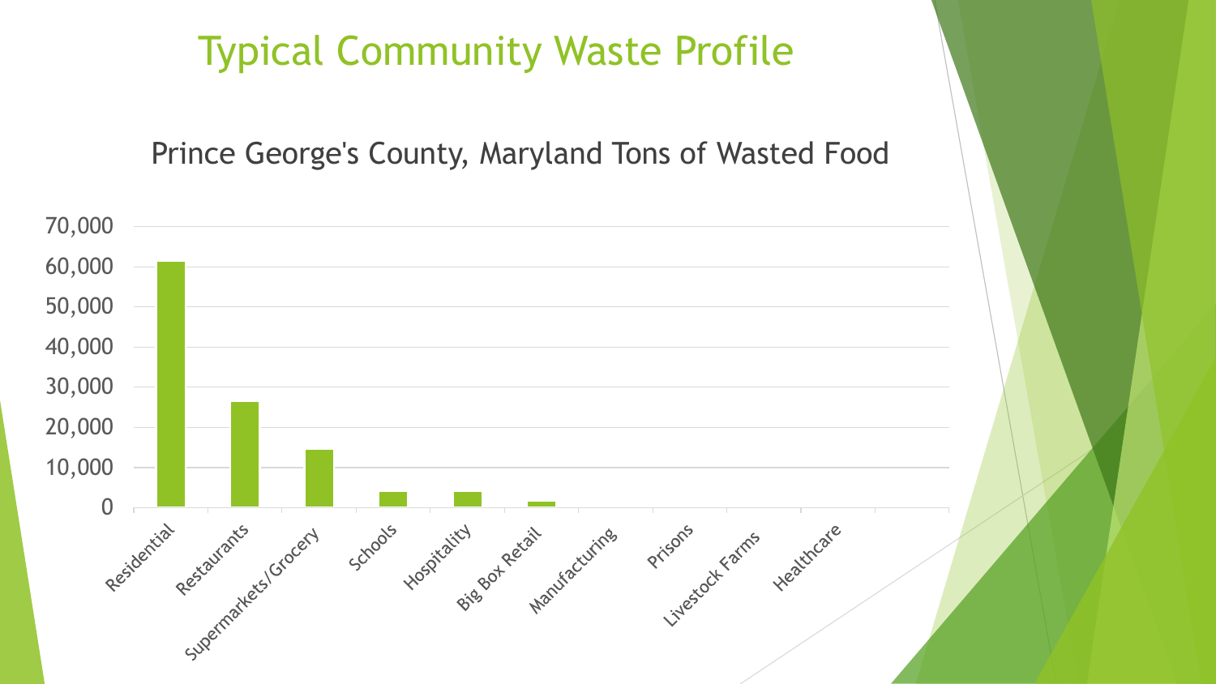# Typical Community Waste Profile

Prince George's County, Maryland Tons of Wasted Food

70,000
60,000
50,000
40,000
30,000
20,000
10,000
0

Residential
Restaurants
Supermarkets/Grocery
Schools
Hospitality
Big Box Retail
Manufacturing
Prisons
Livestock Farms
Healthcare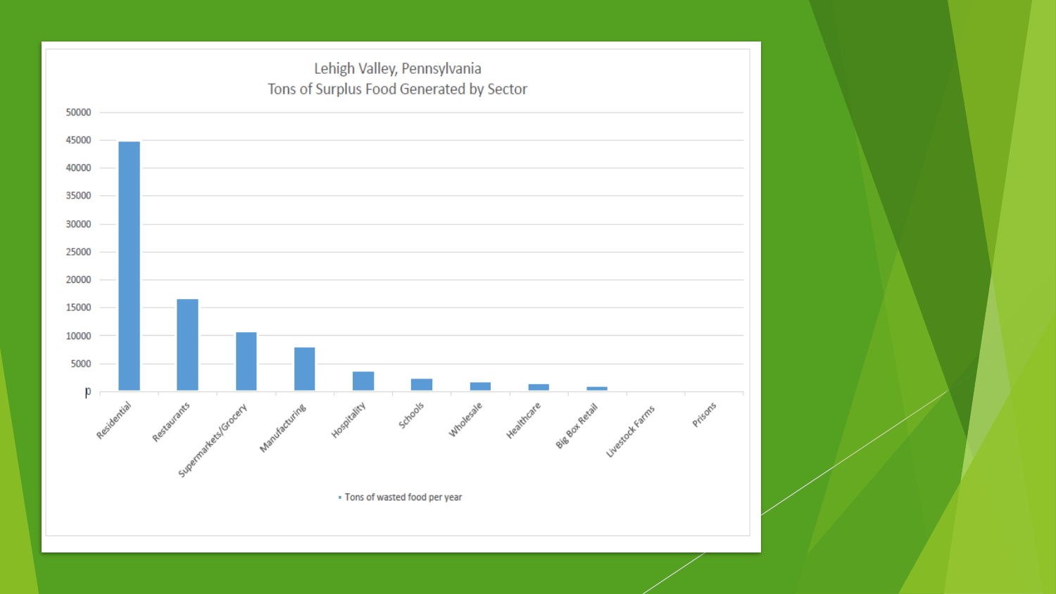## Lehigh Valley, Pennsylvania
### Tons of Surplus Food Generated by Sector

| Sector | Tons of wasted food per year |
|---|---|
| Residential | ~44,700 |
| Restaurants | ~16,500 |
| Supermarkets/Grocery | ~10,500 |
| Manufacturing | ~7,800 |
| Hospitality | ~3,500 |
| Schools | ~2,100 |
| Wholesale | ~1,500 |
| Healthcare | ~1,200 |
| Big Box Retail | ~700 |
| Livestock Farms | ~0 |
| Prisons | ~0 |

Tons of wasted food per year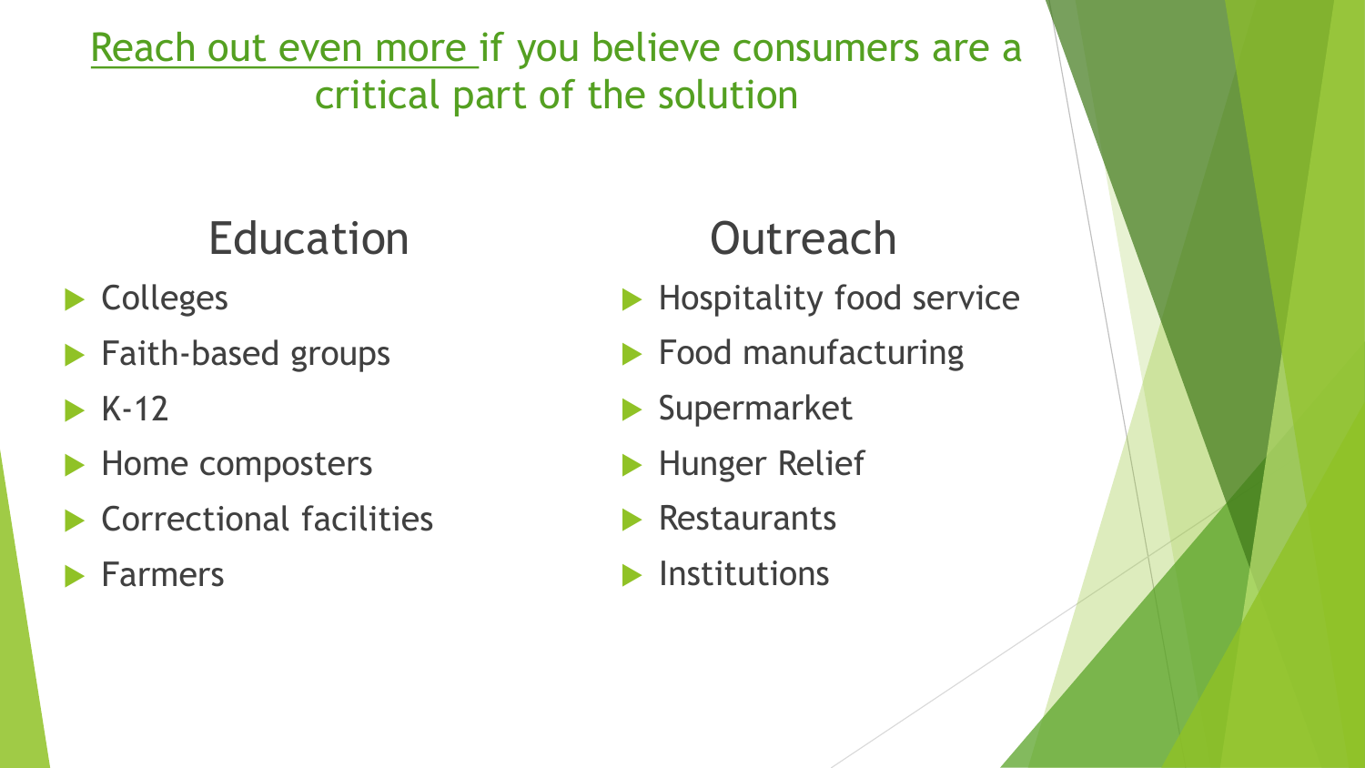# Reach out even more if you believe consumers are a critical part of the solution

## Education

- Colleges
- Faith-based groups
- K-12
- Home composters
- Correctional facilities
- Farmers

## Outreach

- Hospitality food service
- Food manufacturing
- Supermarket
- Hunger Relief
- Restaurants
- Institutions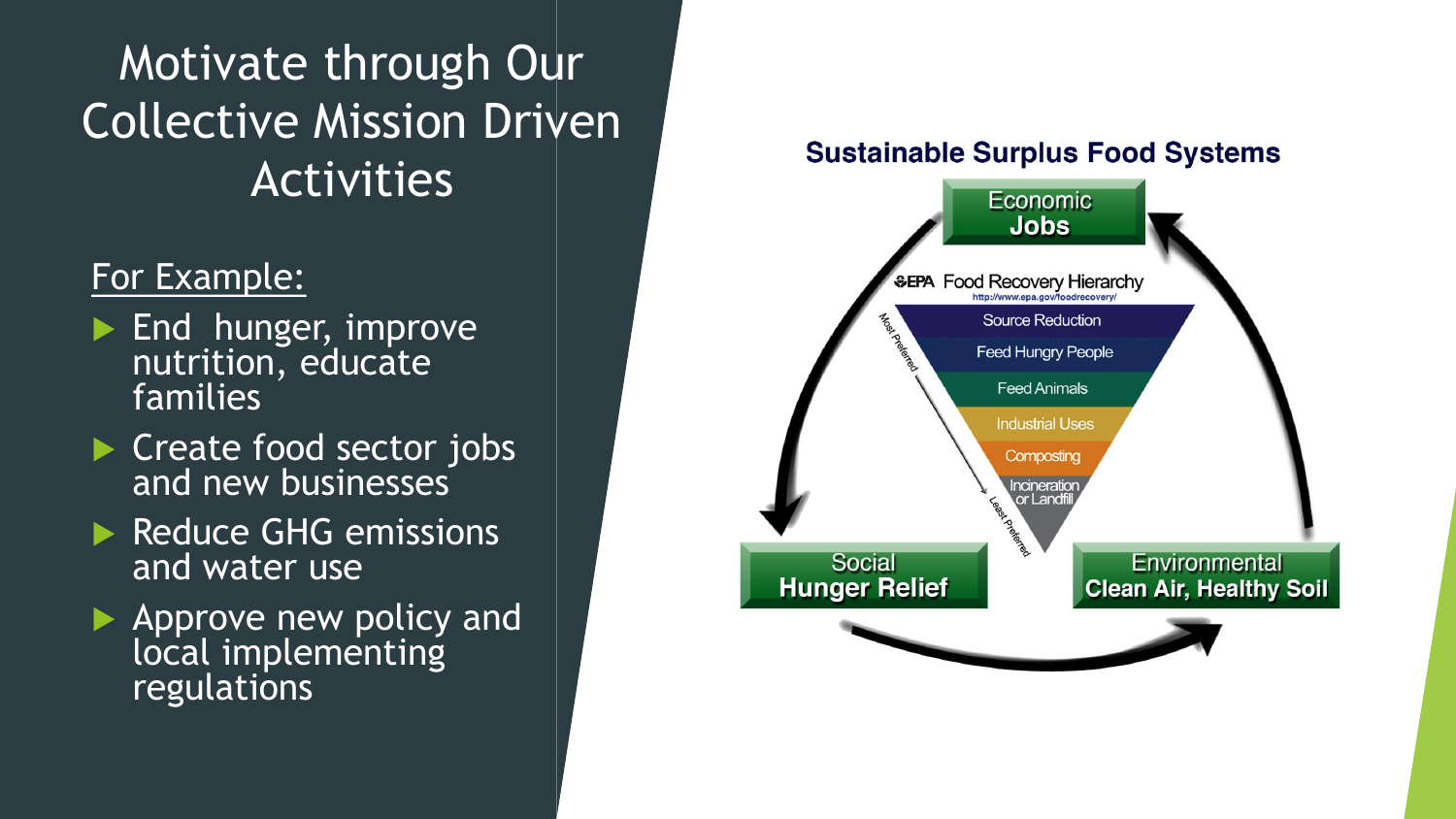# Motivate through Our Collective Mission Driven Activities

For Example:

- End hunger, improve nutrition, educate families
- Create food sector jobs and new businesses
- Reduce GHG emissions and water use
- Approve new policy and local implementing regulations

**Sustainable Surplus Food Systems**

Economic
**Jobs**

EPA Food Recovery Hierarchy
http://www.epa.gov/foodrecovery/

Most Preferred

- Source Reduction
- Feed Hungry People
- Feed Animals
- Industrial Uses
- Composting
- Incineration or Landfill

Least Preferred

Social
**Hunger Relief**

Environmental
**Clean Air, Healthy Soil**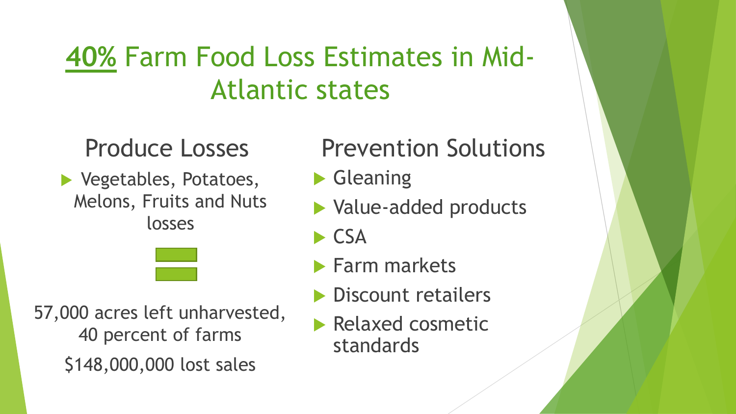# **40%** Farm Food Loss Estimates in Mid-Atlantic states

## Produce Losses

- Vegetables, Potatoes, Melons, Fruits and Nuts losses

=

57,000 acres left unharvested, 40 percent of farms

$148,000,000 lost sales

## Prevention Solutions

- Gleaning
- Value-added products
- CSA
- Farm markets
- Discount retailers
- Relaxed cosmetic standards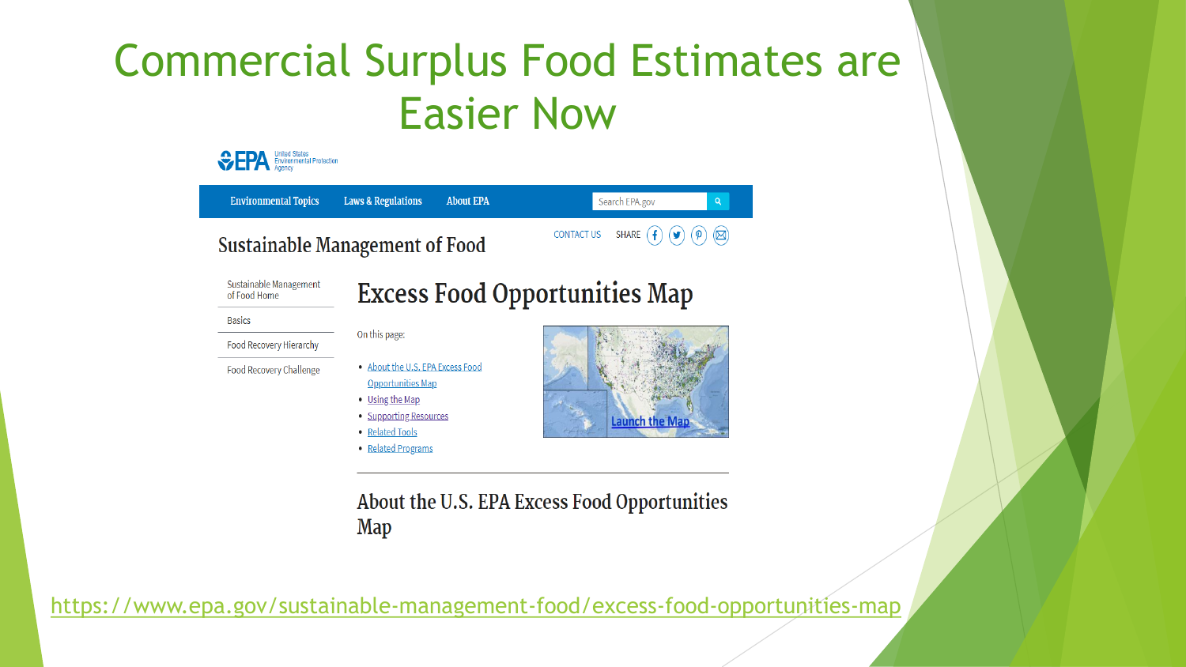# Commercial Surplus Food Estimates are Easier Now

EPA United States Environmental Protection Agency

Environmental Topics | Laws & Regulations | About EPA | Search EPA.gov

## Sustainable Management of Food

CONTACT US SHARE

- Sustainable Management of Food Home
- Basics
- Food Recovery Hierarchy
- Food Recovery Challenge

## Excess Food Opportunities Map

On this page:

- About the U.S. EPA Excess Food Opportunities Map
- Using the Map
- Supporting Resources
- Related Tools
- Related Programs

Launch the Map

### About the U.S. EPA Excess Food Opportunities Map

https://www.epa.gov/sustainable-management-food/excess-food-opportunities-map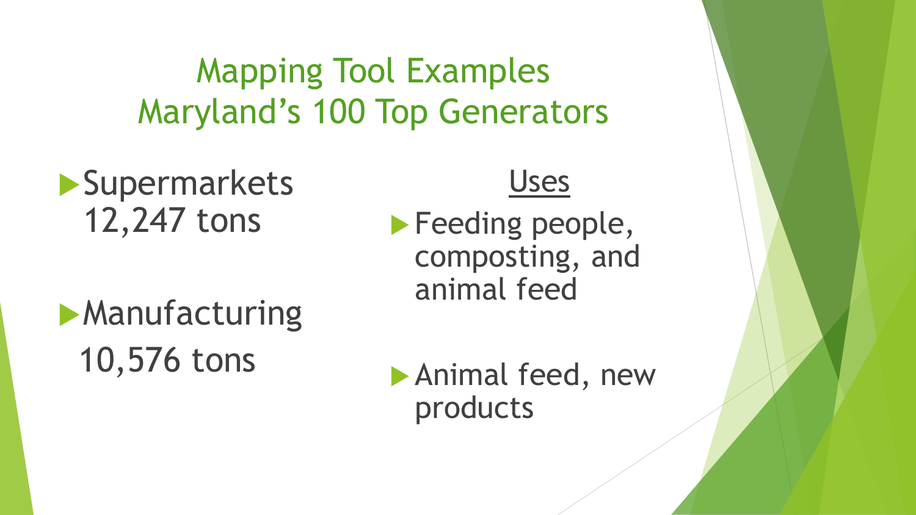# Mapping Tool Examples
# Maryland's 100 Top Generators

- Supermarkets
  12,247 tons

- Manufacturing
  10,576 tons

Uses

- Feeding people, composting, and animal feed

- Animal feed, new products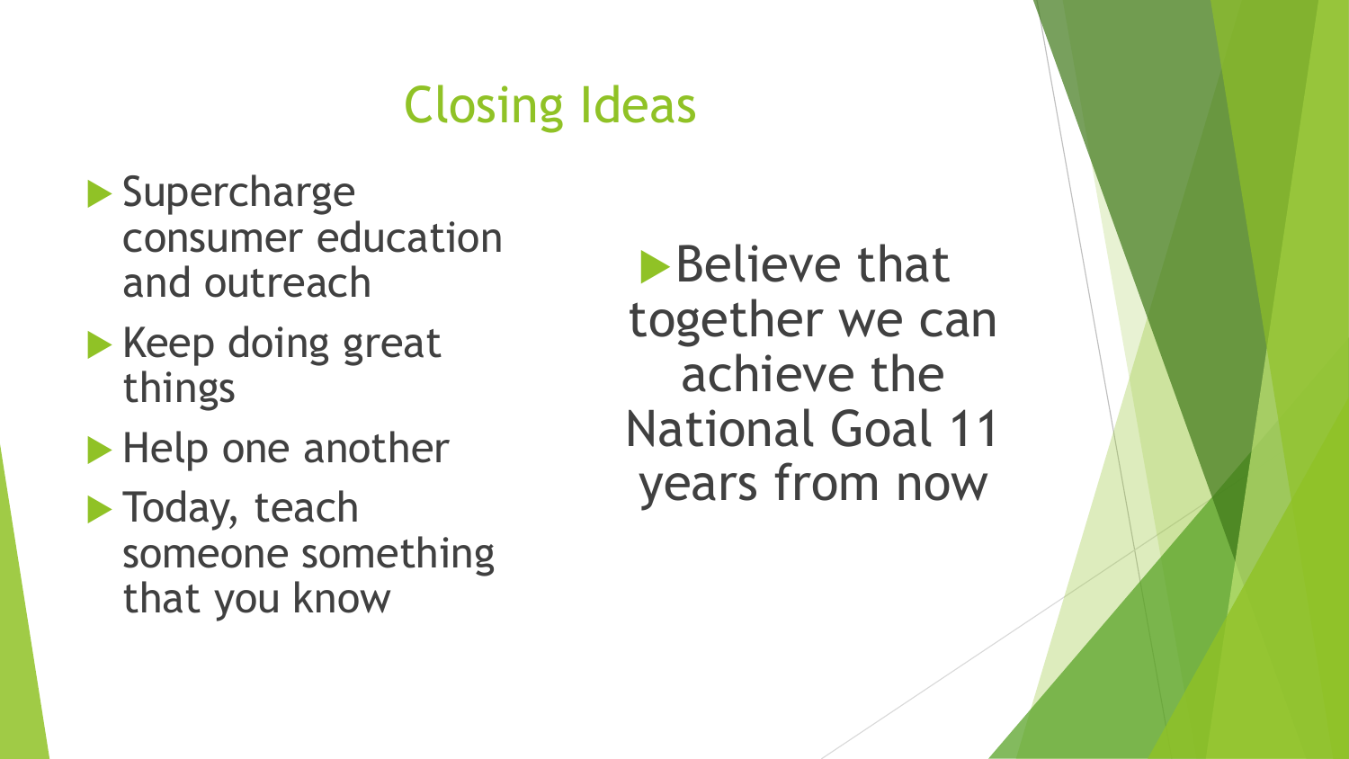# Closing Ideas

- Supercharge consumer education and outreach
- Keep doing great things
- Help one another
- Today, teach someone something that you know

- Believe that together we can achieve the National Goal 11 years from now